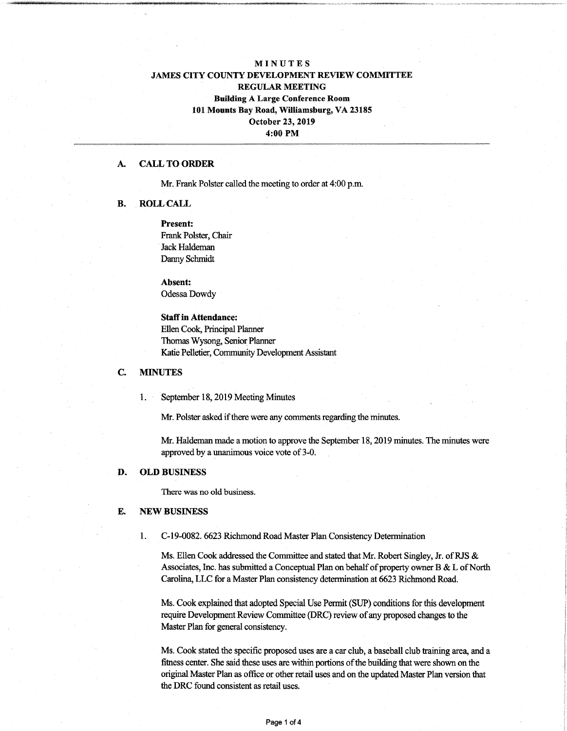# MINUTES

## JAMES CITY COUNTY DEVELOPMENT REVIEW COMMITTEE

## REGULAR MEETING

**Building A Large Conference Room**
**101 Mounts Bay Road, Williamsburg, VA 23185**
**October 23, 2019**
**4:00 PM**

---

### A. CALL TO ORDER

Mr. Frank Polster called the meeting to order at 4:00 p.m.

### B. ROLL CALL

**Present:**
Frank Polster, Chair
Jack Haldeman
Danny Schmidt

**Absent:**
Odessa Dowdy

**Staff in Attendance:**
Ellen Cook, Principal Planner
Thomas Wysong, Senior Planner
Katie Pelletier, Community Development Assistant

### C. MINUTES

1. September 18, 2019 Meeting Minutes

   Mr. Polster asked if there were any comments regarding the minutes.

   Mr. Haldeman made a motion to approve the September 18, 2019 minutes. The minutes were approved by a unanimous voice vote of 3-0.

### D. OLD BUSINESS

There was no old business.

### E. NEW BUSINESS

1. C-19-0082. 6623 Richmond Road Master Plan Consistency Determination

   Ms. Ellen Cook addressed the Committee and stated that Mr. Robert Singley, Jr. of RJS & Associates, Inc. has submitted a Conceptual Plan on behalf of property owner B & L of North Carolina, LLC for a Master Plan consistency determination at 6623 Richmond Road.

   Ms. Cook explained that adopted Special Use Permit (SUP) conditions for this development require Development Review Committee (DRC) review of any proposed changes to the Master Plan for general consistency.

   Ms. Cook stated the specific proposed uses are a car club, a baseball club training area, and a fitness center. She said these uses are within portions of the building that were shown on the original Master Plan as office or other retail uses and on the updated Master Plan version that the DRC found consistent as retail uses.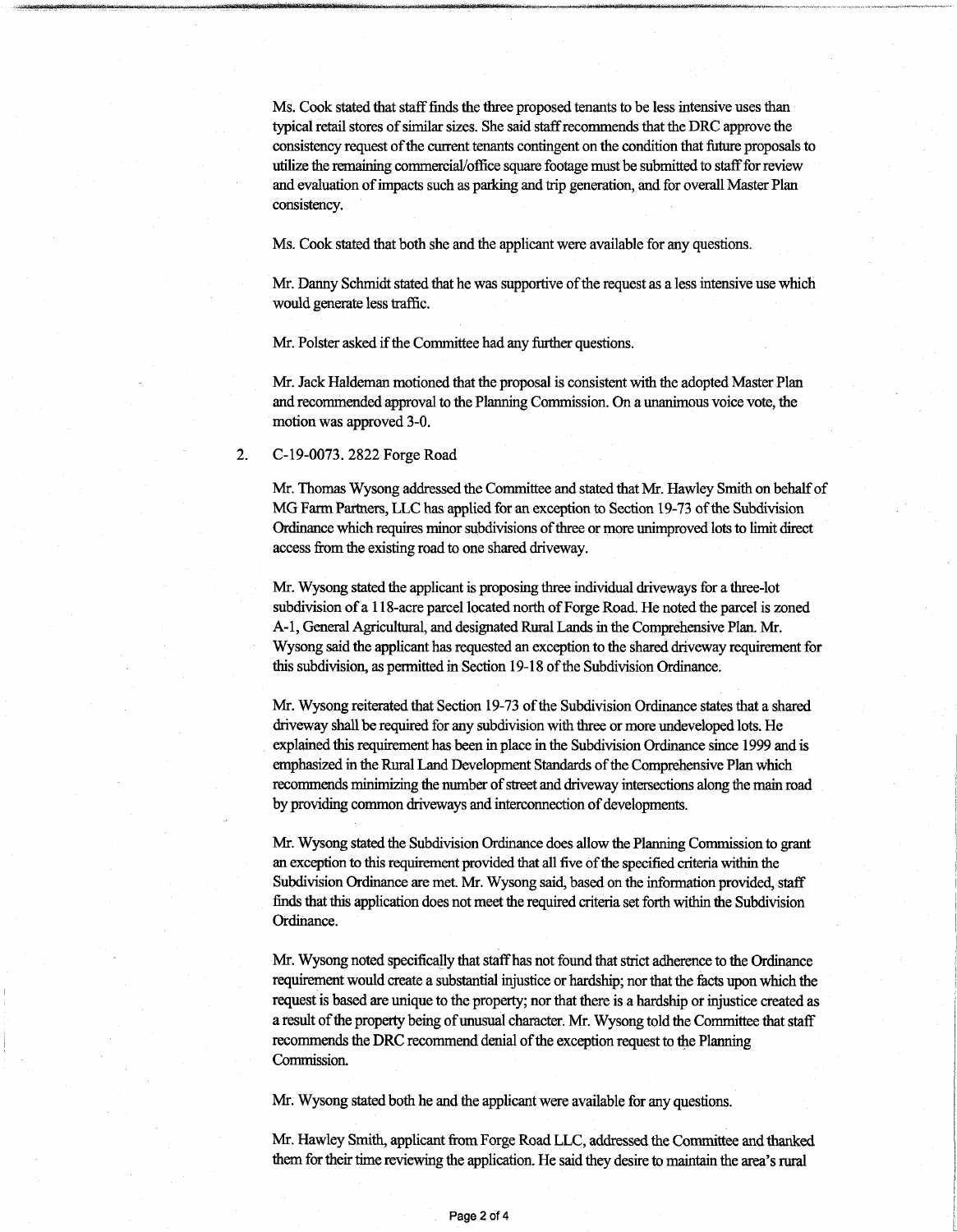Ms. Cook stated that staff finds the three proposed tenants to be less intensive uses than typical retail stores of similar sizes. She said staff recommends that the DRC approve the consistency request of the current tenants contingent on the condition that future proposals to utilize the remaining commercial/office square footage must be submitted to staff for review and evaluation of impacts such as parking and trip generation, and for overall Master Plan consistency.

Ms. Cook stated that both she and the applicant were available for any questions.

Mr. Danny Schmidt stated that he was supportive of the request as a less intensive use which would generate less traffic.

Mr. Polster asked if the Committee had any further questions.

Mr. Jack Haldeman motioned that the proposal is consistent with the adopted Master Plan and recommended approval to the Planning Commission. On a unanimous voice vote, the motion was approved 3-0.

2. C-19-0073. 2822 Forge Road

Mr. Thomas Wysong addressed the Committee and stated that Mr. Hawley Smith on behalf of MG Farm Partners, LLC has applied for an exception to Section 19-73 of the Subdivision Ordinance which requires minor subdivisions of three or more unimproved lots to limit direct access from the existing road to one shared driveway.

Mr. Wysong stated the applicant is proposing three individual driveways for a three-lot subdivision of a 118-acre parcel located north of Forge Road. He noted the parcel is zoned A-1, General Agricultural, and designated Rural Lands in the Comprehensive Plan. Mr. Wysong said the applicant has requested an exception to the shared driveway requirement for this subdivision, as permitted in Section 19-18 of the Subdivision Ordinance.

Mr. Wysong reiterated that Section 19-73 of the Subdivision Ordinance states that a shared driveway shall be required for any subdivision with three or more undeveloped lots. He explained this requirement has been in place in the Subdivision Ordinance since 1999 and is emphasized in the Rural Land Development Standards of the Comprehensive Plan which recommends minimizing the number of street and driveway intersections along the main road by providing common driveways and interconnection of developments.

Mr. Wysong stated the Subdivision Ordinance does allow the Planning Commission to grant an exception to this requirement provided that all five of the specified criteria within the Subdivision Ordinance are met. Mr. Wysong said, based on the information provided, staff finds that this application does not meet the required criteria set forth within the Subdivision Ordinance.

Mr. Wysong noted specifically that staff has not found that strict adherence to the Ordinance requirement would create a substantial injustice or hardship; nor that the facts upon which the request is based are unique to the property; nor that there is a hardship or injustice created as a result of the property being of unusual character. Mr. Wysong told the Committee that staff recommends the DRC recommend denial of the exception request to the Planning Commission.

Mr. Wysong stated both he and the applicant were available for any questions.

Mr. Hawley Smith, applicant from Forge Road LLC, addressed the Committee and thanked them for their time reviewing the application. He said they desire to maintain the area's rural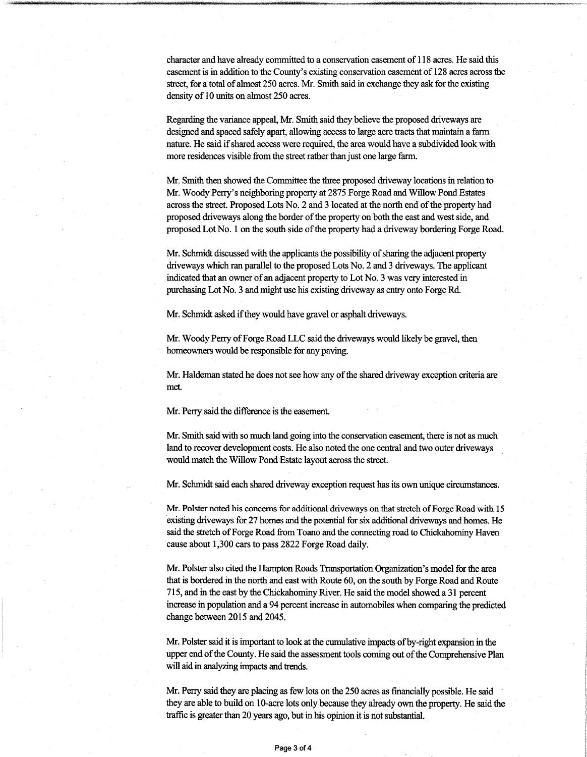character and have already committed to a conservation easement of 118 acres. He said this easement is in addition to the County's existing conservation easement of 128 acres across the street, for a total of almost 250 acres. Mr. Smith said in exchange they ask for the existing density of 10 units on almost 250 acres.

Regarding the variance appeal, Mr. Smith said they believe the proposed driveways are designed and spaced safely apart, allowing access to large acre tracts that maintain a farm nature. He said if shared access were required, the area would have a subdivided look with more residences visible from the street rather than just one large farm.

Mr. Smith then showed the Committee the three proposed driveway locations in relation to Mr. Woody Perry's neighboring property at 2875 Forge Road and Willow Pond Estates across the street. Proposed Lots No. 2 and 3 located at the north end of the property had proposed driveways along the border of the property on both the east and west side, and proposed Lot No. 1 on the south side of the property had a driveway bordering Forge Road.

Mr. Schmidt discussed with the applicants the possibility of sharing the adjacent property driveways which ran parallel to the proposed Lots No. 2 and 3 driveways. The applicant indicated that an owner of an adjacent property to Lot No. 3 was very interested in purchasing Lot No. 3 and might use his existing driveway as entry onto Forge Rd.

Mr. Schmidt asked if they would have gravel or asphalt driveways.

Mr. Woody Perry of Forge Road LLC said the driveways would likely be gravel, then homeowners would be responsible for any paving.

Mr. Haldeman stated he does not see how any of the shared driveway exception criteria are met.

Mr. Perry said the difference is the easement.

Mr. Smith said with so much land going into the conservation easement, there is not as much land to recover development costs. He also noted the one central and two outer driveways would match the Willow Pond Estate layout across the street.

Mr. Schmidt said each shared driveway exception request has its own unique circumstances.

Mr. Polster noted his concerns for additional driveways on that stretch of Forge Road with 15 existing driveways for 27 homes and the potential for six additional driveways and homes. He said the stretch of Forge Road from Toano and the connecting road to Chickahominy Haven cause about 1,300 cars to pass 2822 Forge Road daily.

Mr. Polster also cited the Hampton Roads Transportation Organization's model for the area that is bordered in the north and east with Route 60, on the south by Forge Road and Route 715, and in the east by the Chickahominy River. He said the model showed a 31 percent increase in population and a 94 percent increase in automobiles when comparing the predicted change between 2015 and 2045.

Mr. Polster said it is important to look at the cumulative impacts of by-right expansion in the upper end of the County. He said the assessment tools coming out of the Comprehensive Plan will aid in analyzing impacts and trends.

Mr. Perry said they are placing as few lots on the 250 acres as financially possible. He said they are able to build on 10-acre lots only because they already own the property. He said the traffic is greater than 20 years ago, but in his opinion it is not substantial.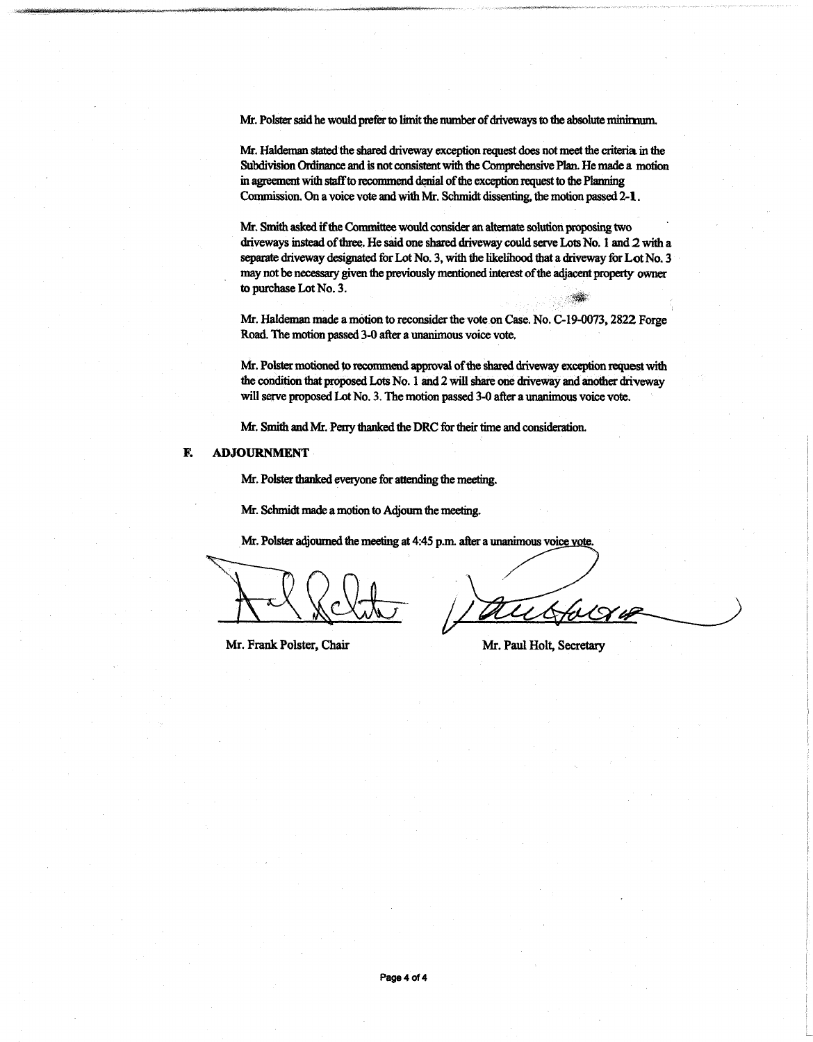Mr. Polster said he would prefer to limit the number of driveways to the absolute minimum.

Mr. Haldeman stated the shared driveway exception request does not meet the criteria in the Subdivision Ordinance and is not consistent with the Comprehensive Plan. He made a motion in agreement with staff to recommend denial of the exception request to the Planning Commission. On a voice vote and with Mr. Schmidt dissenting, the motion passed 2-1.

Mr. Smith asked if the Committee would consider an alternate solution proposing two driveways instead of three. He said one shared driveway could serve Lots No. 1 and 2 with a separate driveway designated for Lot No. 3, with the likelihood that a driveway for Lot No. 3 may not be necessary given the previously mentioned interest of the adjacent property owner to purchase Lot No. 3.

Mr. Haldeman made a motion to reconsider the vote on Case. No. C-19-0073, 2822 Forge Road. The motion passed 3-0 after a unanimous voice vote.

Mr. Polster motioned to recommend approval of the shared driveway exception request with the condition that proposed Lots No. 1 and 2 will share one driveway and another driveway will serve proposed Lot No. 3. The motion passed 3-0 after a unanimous voice vote.

Mr. Smith and Mr. Perry thanked the DRC for their time and consideration.

## F. ADJOURNMENT

Mr. Polster thanked everyone for attending the meeting.

Mr. Schmidt made a motion to Adjourn the meeting.

Mr. Polster adjourned the meeting at 4:45 p.m. after a unanimous voice vote.

Mr. Frank Polster, Chair

Mr. Paul Holt, Secretary